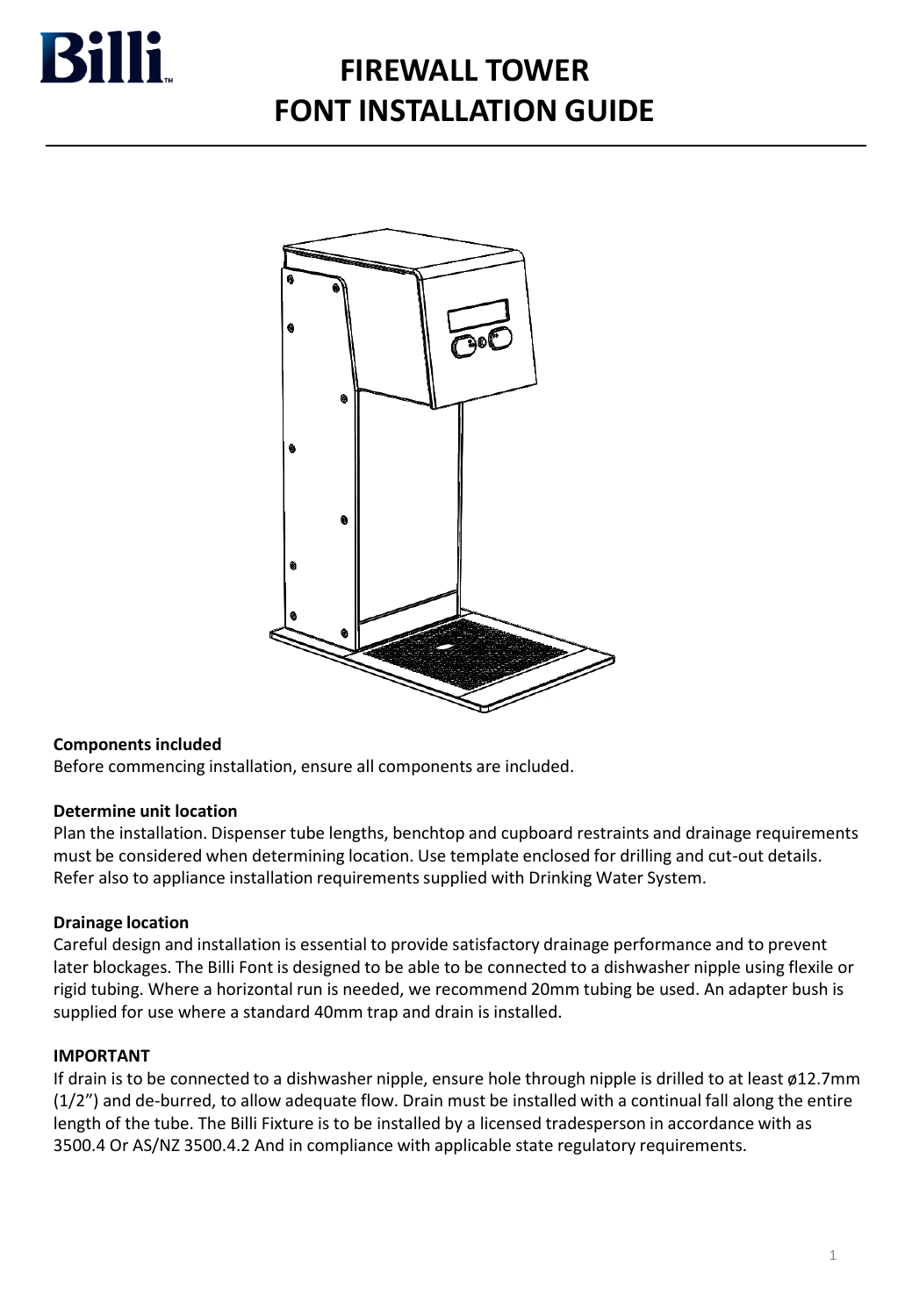Billi

# FIREWALL TOWER
# FONT INSTALLATION GUIDE

**Components included**
Before commencing installation, ensure all components are included.

**Determine unit location**
Plan the installation. Dispenser tube lengths, benchtop and cupboard restraints and drainage requirements must be considered when determining location. Use template enclosed for drilling and cut-out details. Refer also to appliance installation requirements supplied with Drinking Water System.

**Drainage location**
Careful design and installation is essential to provide satisfactory drainage performance and to prevent later blockages. The Billi Font is designed to be able to be connected to a dishwasher nipple using flexile or rigid tubing. Where a horizontal run is needed, we recommend 20mm tubing be used. An adapter bush is supplied for use where a standard 40mm trap and drain is installed.

**IMPORTANT**
If drain is to be connected to a dishwasher nipple, ensure hole through nipple is drilled to at least ø12.7mm (1/2") and de-burred, to allow adequate flow. Drain must be installed with a continual fall along the entire length of the tube. The Billi Fixture is to be installed by a licensed tradesperson in accordance with as 3500.4 Or AS/NZ 3500.4.2 And in compliance with applicable state regulatory requirements.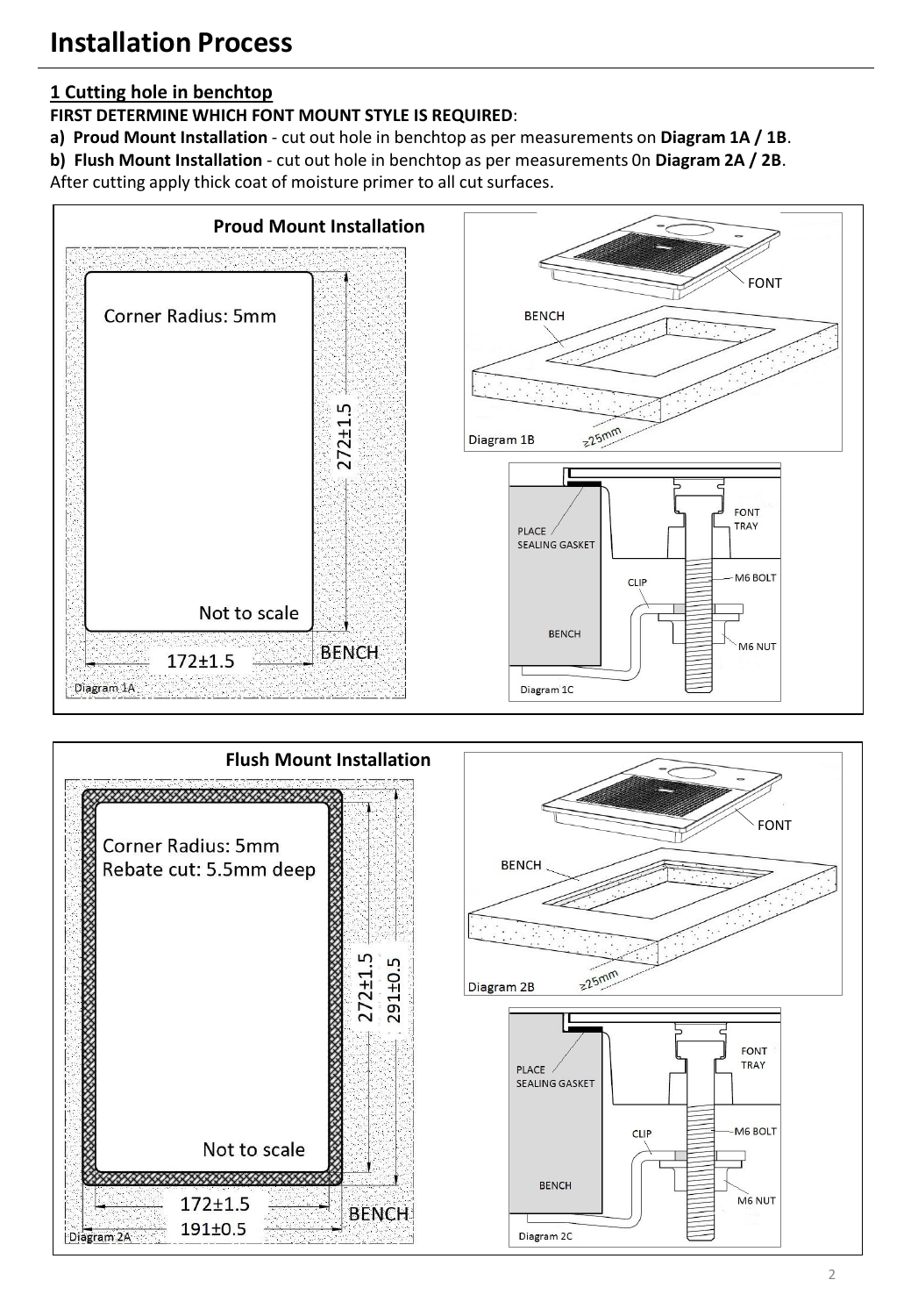# Installation Process

**1 Cutting hole in benchtop**

**FIRST DETERMINE WHICH FONT MOUNT STYLE IS REQUIRED**:

**a) Proud Mount Installation** - cut out hole in benchtop as per measurements on **Diagram 1A / 1B**.

**b) Flush Mount Installation** - cut out hole in benchtop as per measurements 0n **Diagram 2A / 2B**.

After cutting apply thick coat of moisture primer to all cut surfaces.

**Proud Mount Installation**

Corner Radius: 5mm

272±1.5

172±1.5

Not to scale

BENCH

Diagram 1A

FONT

BENCH

≥25mm

Diagram 1B

PLACE SEALING GASKET

FONT TRAY

CLIP

M6 BOLT

BENCH

M6 NUT

Diagram 1C

**Flush Mount Installation**

Corner Radius: 5mm

Rebate cut: 5.5mm deep

272±1.5

291±0.5

172±1.5

191±0.5

Not to scale

BENCH

Diagram 2A

FONT

BENCH

≥25mm

Diagram 2B

PLACE SEALING GASKET

FONT TRAY

CLIP

M6 BOLT

BENCH

M6 NUT

Diagram 2C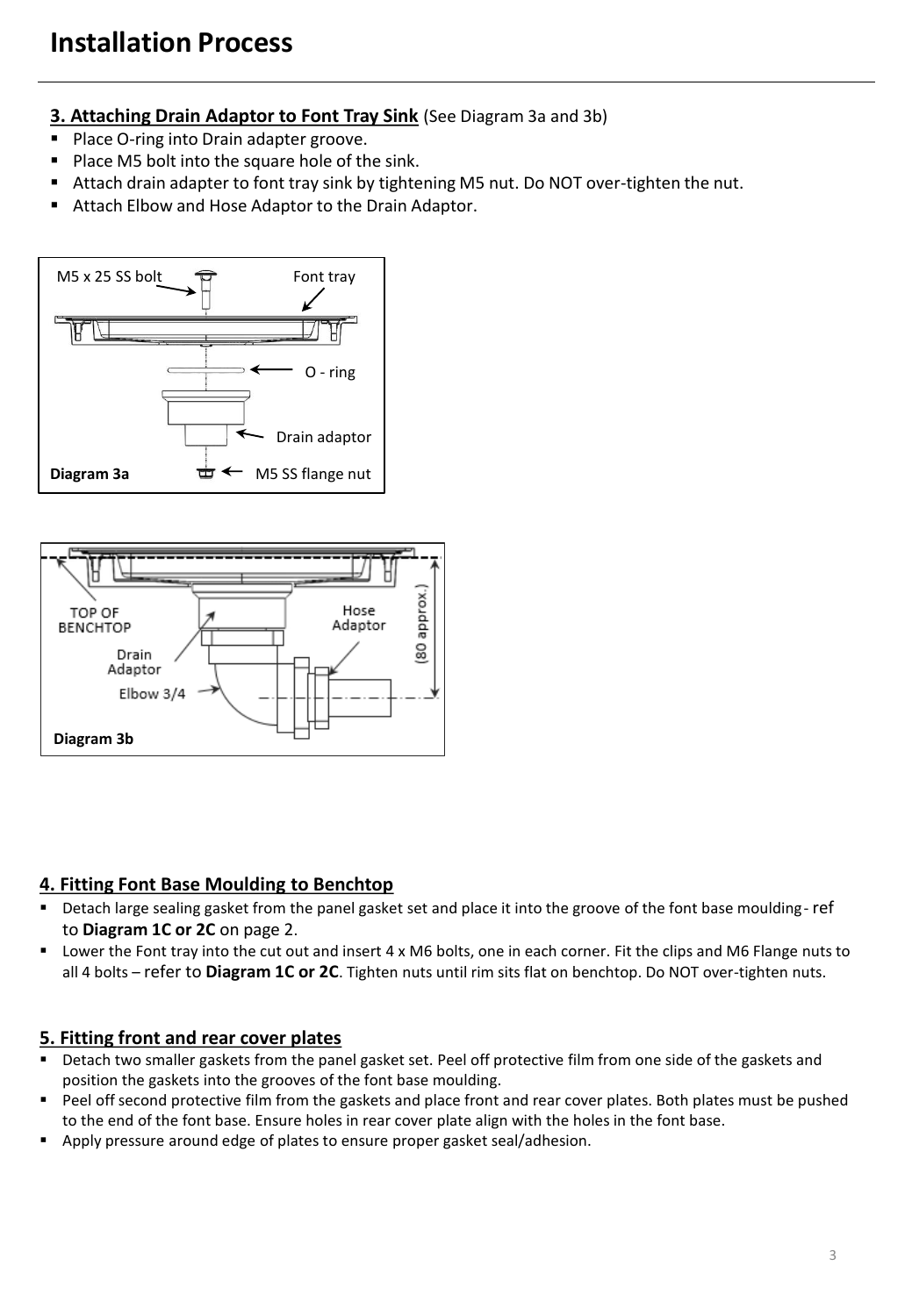# Installation Process

**3. Attaching Drain Adaptor to Font Tray Sink** (See Diagram 3a and 3b)

- Place O-ring into Drain adapter groove.
- Place M5 bolt into the square hole of the sink.
- Attach drain adapter to font tray sink by tightening M5 nut. Do NOT over-tighten the nut.
- Attach Elbow and Hose Adaptor to the Drain Adaptor.

M5 x 25 SS bolt
Font tray
O - ring
Drain adaptor
M5 SS flange nut

**Diagram 3a**

TOP OF BENCHTOP
Drain Adaptor
Elbow 3/4
Hose Adaptor
(80 approx.)

**Diagram 3b**

## 4. Fitting Font Base Moulding to Benchtop

- Detach large sealing gasket from the panel gasket set and place it into the groove of the font base moulding - ref to **Diagram 1C or 2C** on page 2.
- Lower the Font tray into the cut out and insert 4 x M6 bolts, one in each corner. Fit the clips and M6 Flange nuts to all 4 bolts – refer to **Diagram 1C or 2C**. Tighten nuts until rim sits flat on benchtop. Do NOT over-tighten nuts.

## 5. Fitting front and rear cover plates

- Detach two smaller gaskets from the panel gasket set. Peel off protective film from one side of the gaskets and position the gaskets into the grooves of the font base moulding.
- Peel off second protective film from the gaskets and place front and rear cover plates. Both plates must be pushed to the end of the font base. Ensure holes in rear cover plate align with the holes in the font base.
- Apply pressure around edge of plates to ensure proper gasket seal/adhesion.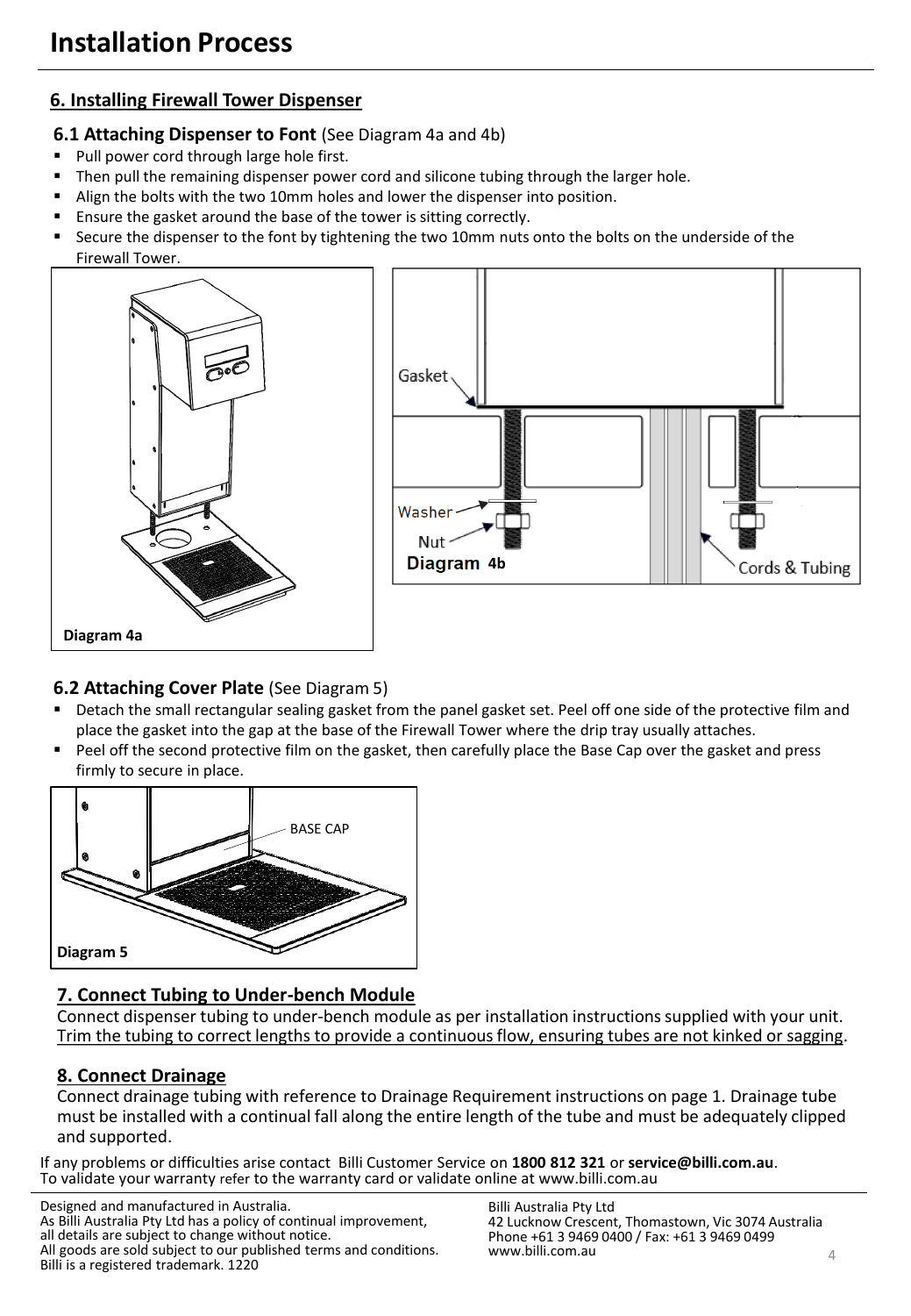# Installation Process

## 6. Installing Firewall Tower Dispenser

### 6.1 Attaching Dispenser to Font (See Diagram 4a and 4b)

- Pull power cord through large hole first.
- Then pull the remaining dispenser power cord and silicone tubing through the larger hole.
- Align the bolts with the two 10mm holes and lower the dispenser into position.
- Ensure the gasket around the base of the tower is sitting correctly.
- Secure the dispenser to the font by tightening the two 10mm nuts onto the bolts on the underside of the Firewall Tower.

Diagram 4a

Gasket
Washer
Nut
Cords & Tubing
Diagram 4b

### 6.2 Attaching Cover Plate (See Diagram 5)

- Detach the small rectangular sealing gasket from the panel gasket set. Peel off one side of the protective film and place the gasket into the gap at the base of the Firewall Tower where the drip tray usually attaches.
- Peel off the second protective film on the gasket, then carefully place the Base Cap over the gasket and press firmly to secure in place.

BASE CAP
Diagram 5

## 7. Connect Tubing to Under-bench Module

Connect dispenser tubing to under-bench module as per installation instructions supplied with your unit. Trim the tubing to correct lengths to provide a continuous flow, ensuring tubes are not kinked or sagging.

## 8. Connect Drainage

Connect drainage tubing with reference to Drainage Requirement instructions on page 1. Drainage tube must be installed with a continual fall along the entire length of the tube and must be adequately clipped and supported.

If any problems or difficulties arise contact Billi Customer Service on **1800 812 321** or **service@billi.com.au**.
To validate your warranty refer to the warranty card or validate online at www.billi.com.au

Designed and manufactured in Australia.
As Billi Australia Pty Ltd has a policy of continual improvement, all details are subject to change without notice.
All goods are sold subject to our published terms and conditions.
Billi is a registered trademark. 1220

Billi Australia Pty Ltd
42 Lucknow Crescent, Thomastown, Vic 3074 Australia
Phone +61 3 9469 0400 / Fax: +61 3 9469 0499
www.billi.com.au